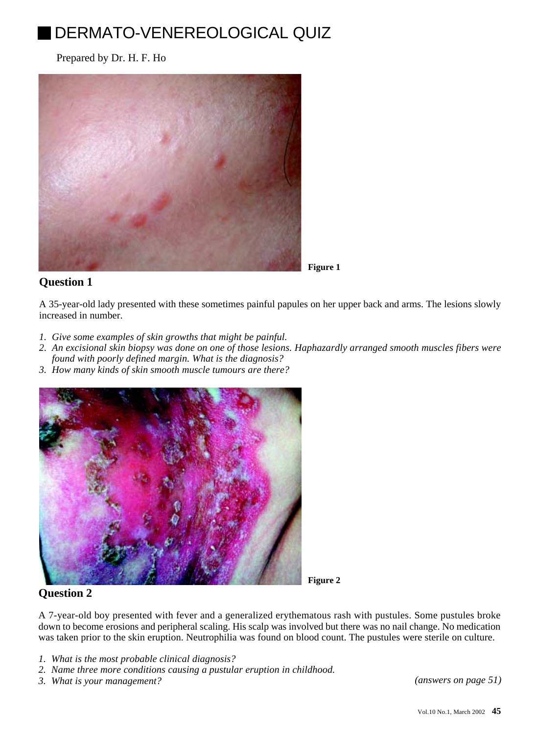# DERMATO-VENEREOLOGICAL QUIZ

Prepared by Dr. H. F. Ho

Figure 1

## Question 1

A 35-year-old lady presented with these sometimes painful papules on her upper back and arms. The lesions slowly increased in number.

1. *Give some examples of skin growths that might be painful.*
2. *An excisional skin biopsy was done on one of those lesions. Haphazardly arranged smooth muscles fibers were found with poorly defined margin. What is the diagnosis?*
3. *How many kinds of skin smooth muscle tumours are there?*

Figure 2

## Question 2

A 7-year-old boy presented with fever and a generalized erythematous rash with pustules. Some pustules broke down to become erosions and peripheral scaling. His scalp was involved but there was no nail change. No medication was taken prior to the skin eruption. Neutrophilia was found on blood count. The pustules were sterile on culture.

1. *What is the most probable clinical diagnosis?*
2. *Name three more conditions causing a pustular eruption in childhood.*
3. *What is your management?*

*(answers on page 51)*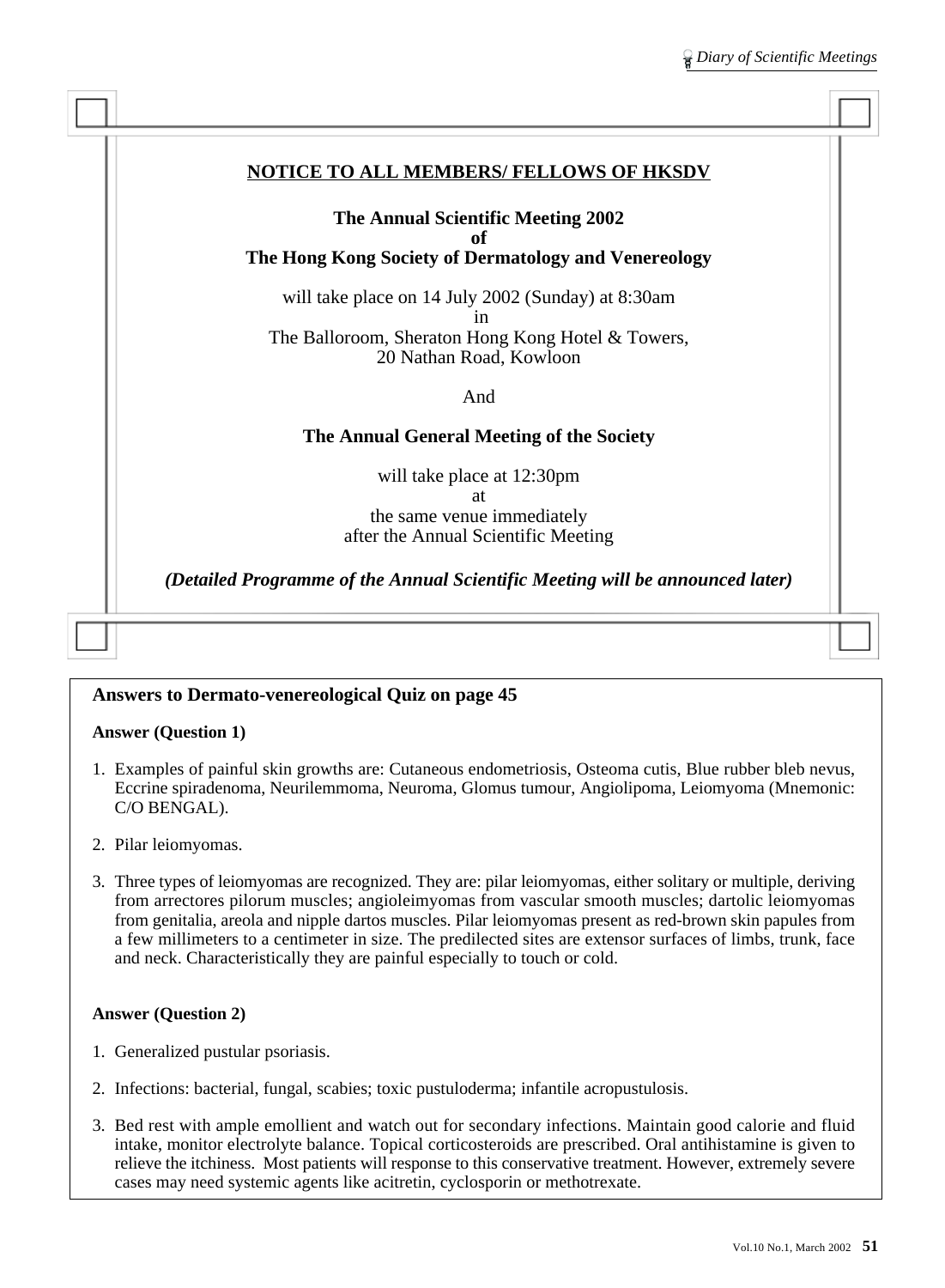**NOTICE TO ALL MEMBERS/ FELLOWS OF HKSDV**

**The Annual Scientific Meeting 2002**
**of**
**The Hong Kong Society of Dermatology and Venereology**

will take place on 14 July 2002 (Sunday) at 8:30am
in
The Balloroom, Sheraton Hong Kong Hotel & Towers,
20 Nathan Road, Kowloon

And

**The Annual General Meeting of the Society**

will take place at 12:30pm
at
the same venue immediately
after the Annual Scientific Meeting

***(Detailed Programme of the Annual Scientific Meeting will be announced later)***

## Answers to Dermato-venereological Quiz on page 45

### Answer (Question 1)

1. Examples of painful skin growths are: Cutaneous endometriosis, Osteoma cutis, Blue rubber bleb nevus, Eccrine spiradenoma, Neurilemmoma, Neuroma, Glomus tumour, Angiolipoma, Leiomyoma (Mnemonic: C/O BENGAL).
2. Pilar leiomyomas.
3. Three types of leiomyomas are recognized. They are: pilar leiomyomas, either solitary or multiple, deriving from arrectores pilorum muscles; angioleimyomas from vascular smooth muscles; dartolic leiomyomas from genitalia, areola and nipple dartos muscles. Pilar leiomyomas present as red-brown skin papules from a few millimeters to a centimeter in size. The predilected sites are extensor surfaces of limbs, trunk, face and neck. Characteristically they are painful especially to touch or cold.

### Answer (Question 2)

1. Generalized pustular psoriasis.
2. Infections: bacterial, fungal, scabies; toxic pustuloderma; infantile acropustulosis.
3. Bed rest with ample emollient and watch out for secondary infections. Maintain good calorie and fluid intake, monitor electrolyte balance. Topical corticosteroids are prescribed. Oral antihistamine is given to relieve the itchiness. Most patients will response to this conservative treatment. However, extremely severe cases may need systemic agents like acitretin, cyclosporin or methotrexate.